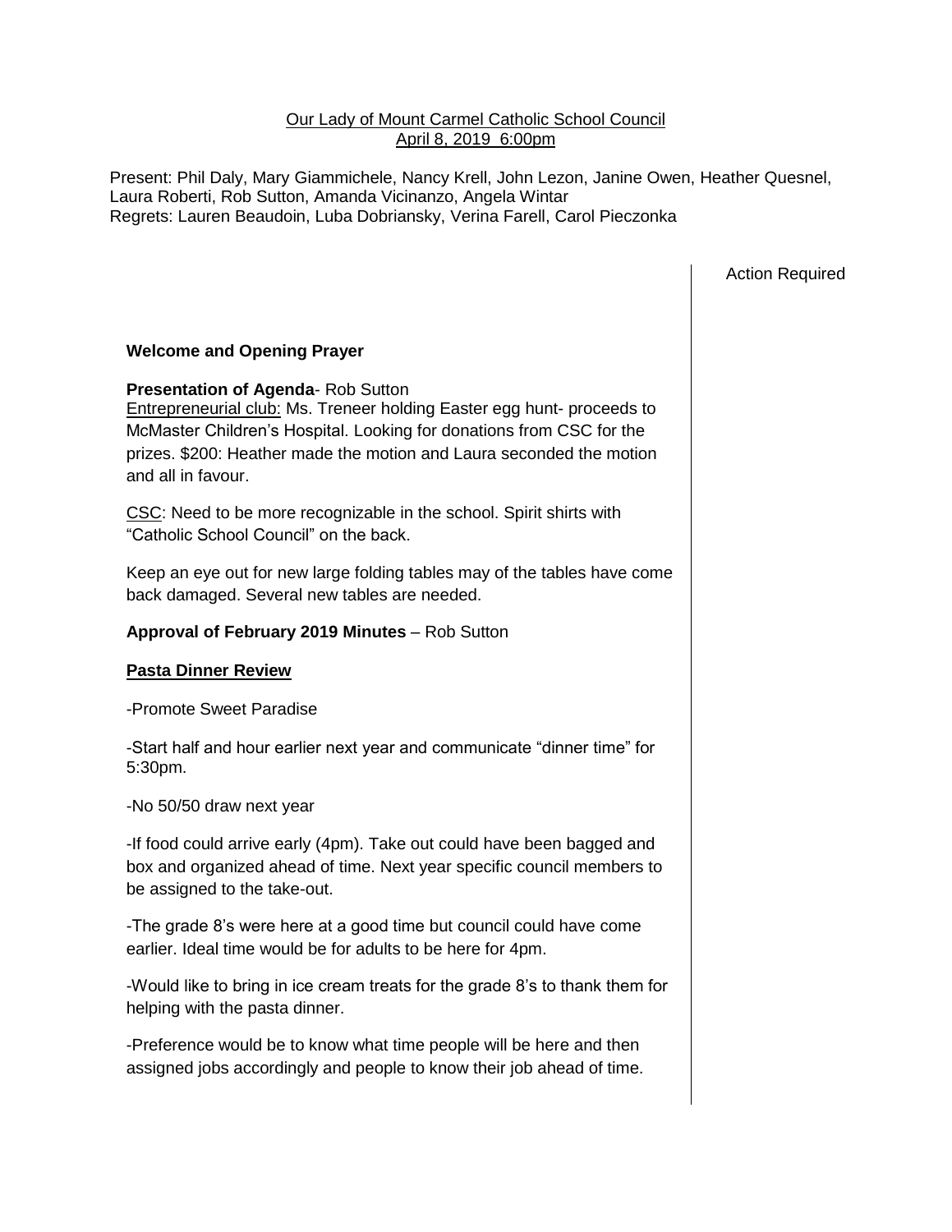Our Lady of Mount Carmel Catholic School Council
April 8, 2019 6:00pm

Present: Phil Daly, Mary Giammichele, Nancy Krell, John Lezon, Janine Owen, Heather Quesnel, Laura Roberti, Rob Sutton, Amanda Vicinanzo, Angela Wintar
Regrets: Lauren Beaudoin, Luba Dobriansky, Verina Farell, Carol Pieczonka

Action Required

**Welcome and Opening Prayer**

**Presentation of Agenda**- Rob Sutton
Entrepreneurial club: Ms. Treneer holding Easter egg hunt- proceeds to McMaster Children's Hospital. Looking for donations from CSC for the prizes. $200: Heather made the motion and Laura seconded the motion and all in favour.

CSC: Need to be more recognizable in the school. Spirit shirts with "Catholic School Council" on the back.

Keep an eye out for new large folding tables may of the tables have come back damaged. Several new tables are needed.

**Approval of February 2019 Minutes** – Rob Sutton

**Pasta Dinner Review**

-Promote Sweet Paradise

-Start half and hour earlier next year and communicate "dinner time" for 5:30pm.

-No 50/50 draw next year

-If food could arrive early (4pm). Take out could have been bagged and box and organized ahead of time. Next year specific council members to be assigned to the take-out.

-The grade 8's were here at a good time but council could have come earlier. Ideal time would be for adults to be here for 4pm.

-Would like to bring in ice cream treats for the grade 8's to thank them for helping with the pasta dinner.

-Preference would be to know what time people will be here and then assigned jobs accordingly and people to know their job ahead of time.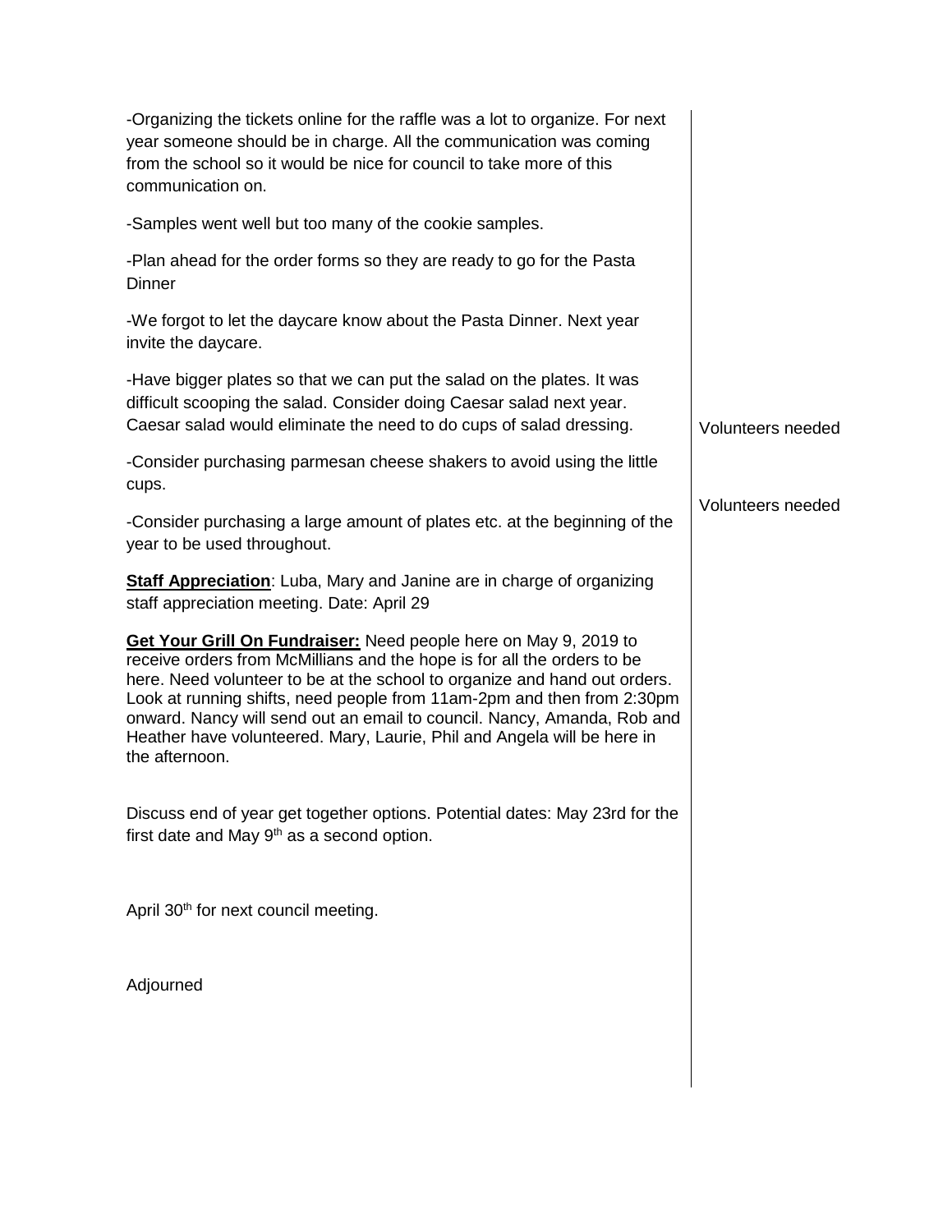| | |
|---|---|
| -Organizing the tickets online for the raffle was a lot to organize. For next year someone should be in charge. All the communication was coming from the school so it would be nice for council to take more of this communication on. | |
| -Samples went well but too many of the cookie samples. | |
| -Plan ahead for the order forms so they are ready to go for the Pasta Dinner | |
| -We forgot to let the daycare know about the Pasta Dinner. Next year invite the daycare. | |
| -Have bigger plates so that we can put the salad on the plates. It was difficult scooping the salad. Consider doing Caesar salad next year. Caesar salad would eliminate the need to do cups of salad dressing. | Volunteers needed |
| -Consider purchasing parmesan cheese shakers to avoid using the little cups. | Volunteers needed |
| -Consider purchasing a large amount of plates etc. at the beginning of the year to be used throughout. | |
| **Staff Appreciation**: Luba, Mary and Janine are in charge of organizing staff appreciation meeting. Date: April 29 | |
| **Get Your Grill On Fundraiser:** Need people here on May 9, 2019 to receive orders from McMillians and the hope is for all the orders to be here. Need volunteer to be at the school to organize and hand out orders. Look at running shifts, need people from 11am-2pm and then from 2:30pm onward. Nancy will send out an email to council. Nancy, Amanda, Rob and Heather have volunteered. Mary, Laurie, Phil and Angela will be here in the afternoon. | |
| Discuss end of year get together options. Potential dates: May 23rd for the first date and May 9th as a second option. | |
| April 30th for next council meeting. | |
| Adjourned | |